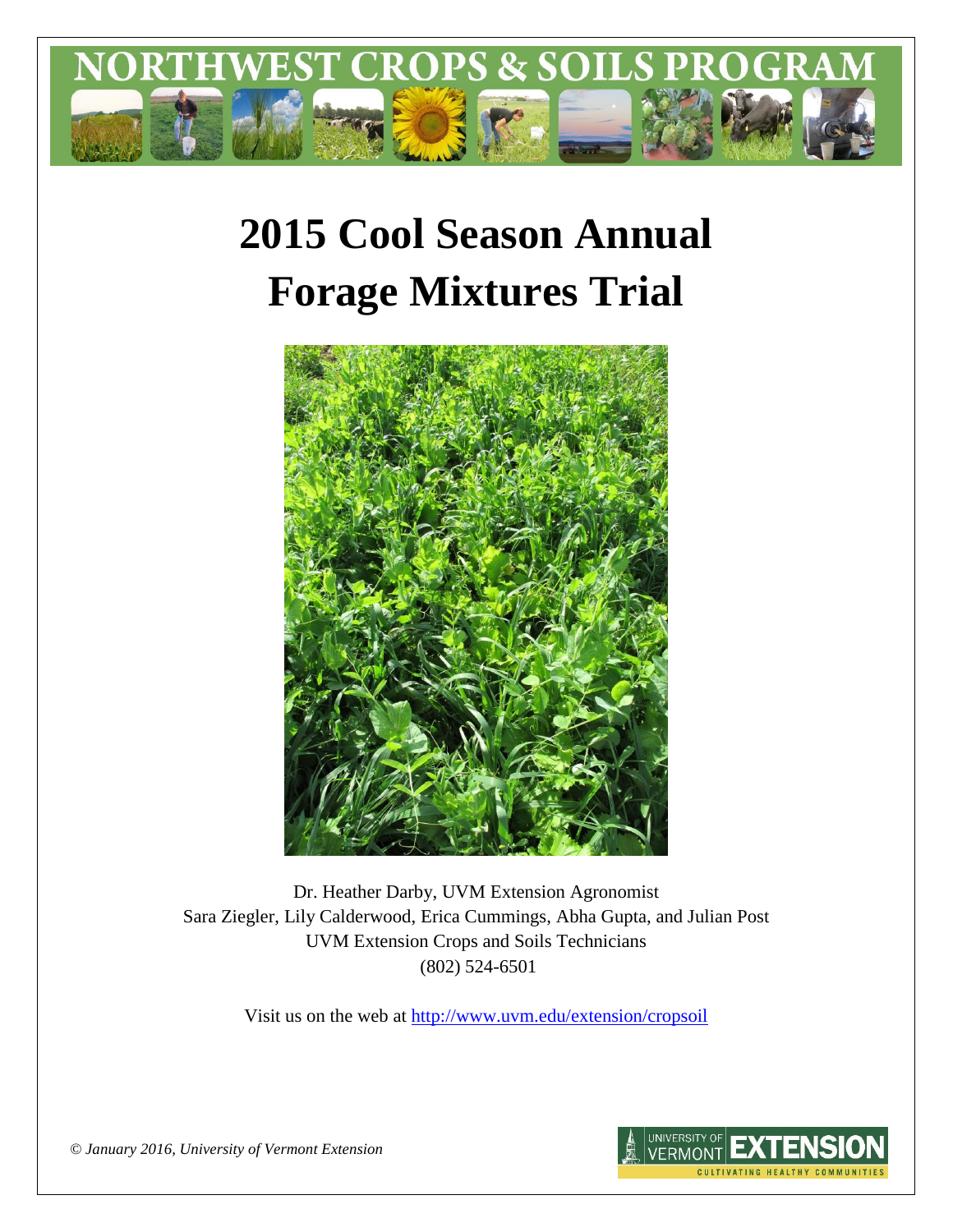# NORTHWEST CROPS & SOILS PROGRAM

# 2015 Cool Season Annual Forage Mixtures Trial

Dr. Heather Darby, UVM Extension Agronomist
Sara Ziegler, Lily Calderwood, Erica Cummings, Abha Gupta, and Julian Post
UVM Extension Crops and Soils Technicians
(802) 524-6501

Visit us on the web at http://www.uvm.edu/extension/cropsoil

*© January 2016, University of Vermont Extension*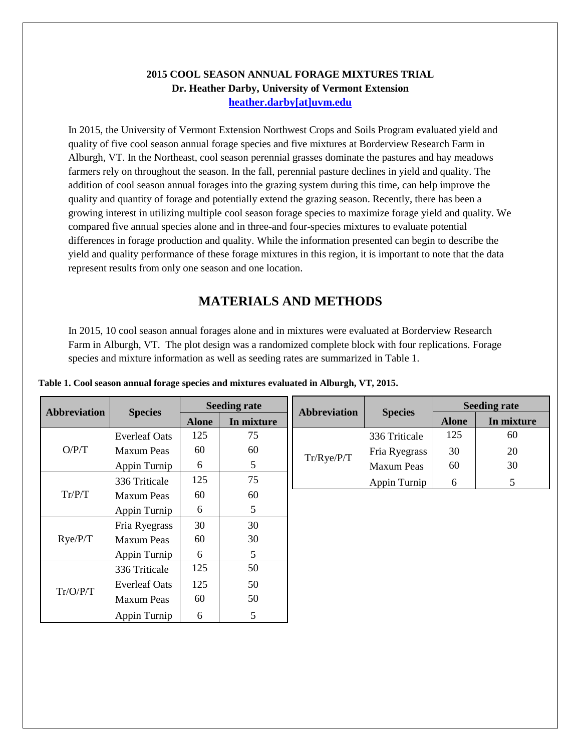**2015 COOL SEASON ANNUAL FORAGE MIXTURES TRIAL**
**Dr. Heather Darby, University of Vermont Extension**
**heather.darby[at]uvm.edu**

In 2015, the University of Vermont Extension Northwest Crops and Soils Program evaluated yield and quality of five cool season annual forage species and five mixtures at Borderview Research Farm in Alburgh, VT. In the Northeast, cool season perennial grasses dominate the pastures and hay meadows farmers rely on throughout the season. In the fall, perennial pasture declines in yield and quality. The addition of cool season annual forages into the grazing system during this time, can help improve the quality and quantity of forage and potentially extend the grazing season. Recently, there has been a growing interest in utilizing multiple cool season forage species to maximize forage yield and quality. We compared five annual species alone and in three-and four-species mixtures to evaluate potential differences in forage production and quality. While the information presented can begin to describe the yield and quality performance of these forage mixtures in this region, it is important to note that the data represent results from only one season and one location.

## MATERIALS AND METHODS

In 2015, 10 cool season annual forages alone and in mixtures were evaluated at Borderview Research Farm in Alburgh, VT. The plot design was a randomized complete block with four replications. Forage species and mixture information as well as seeding rates are summarized in Table 1.

**Table 1. Cool season annual forage species and mixtures evaluated in Alburgh, VT, 2015.**

| Abbreviation | Species | Seeding rate | |
|---|---|---|---|
| | | Alone | In mixture |
| O/P/T | Everleaf Oats | 125 | 75 |
| | Maxum Peas | 60 | 60 |
| | Appin Turnip | 6 | 5 |
| Tr/P/T | 336 Triticale | 125 | 75 |
| | Maxum Peas | 60 | 60 |
| | Appin Turnip | 6 | 5 |
| Rye/P/T | Fria Ryegrass | 30 | 30 |
| | Maxum Peas | 60 | 30 |
| | Appin Turnip | 6 | 5 |
| Tr/O/P/T | 336 Triticale | 125 | 50 |
| | Everleaf Oats | 125 | 50 |
| | Maxum Peas | 60 | 50 |
| | Appin Turnip | 6 | 5 |
| Tr/Rye/P/T | 336 Triticale | 125 | 60 |
| | Fria Ryegrass | 30 | 20 |
| | Maxum Peas | 60 | 30 |
| | Appin Turnip | 6 | 5 |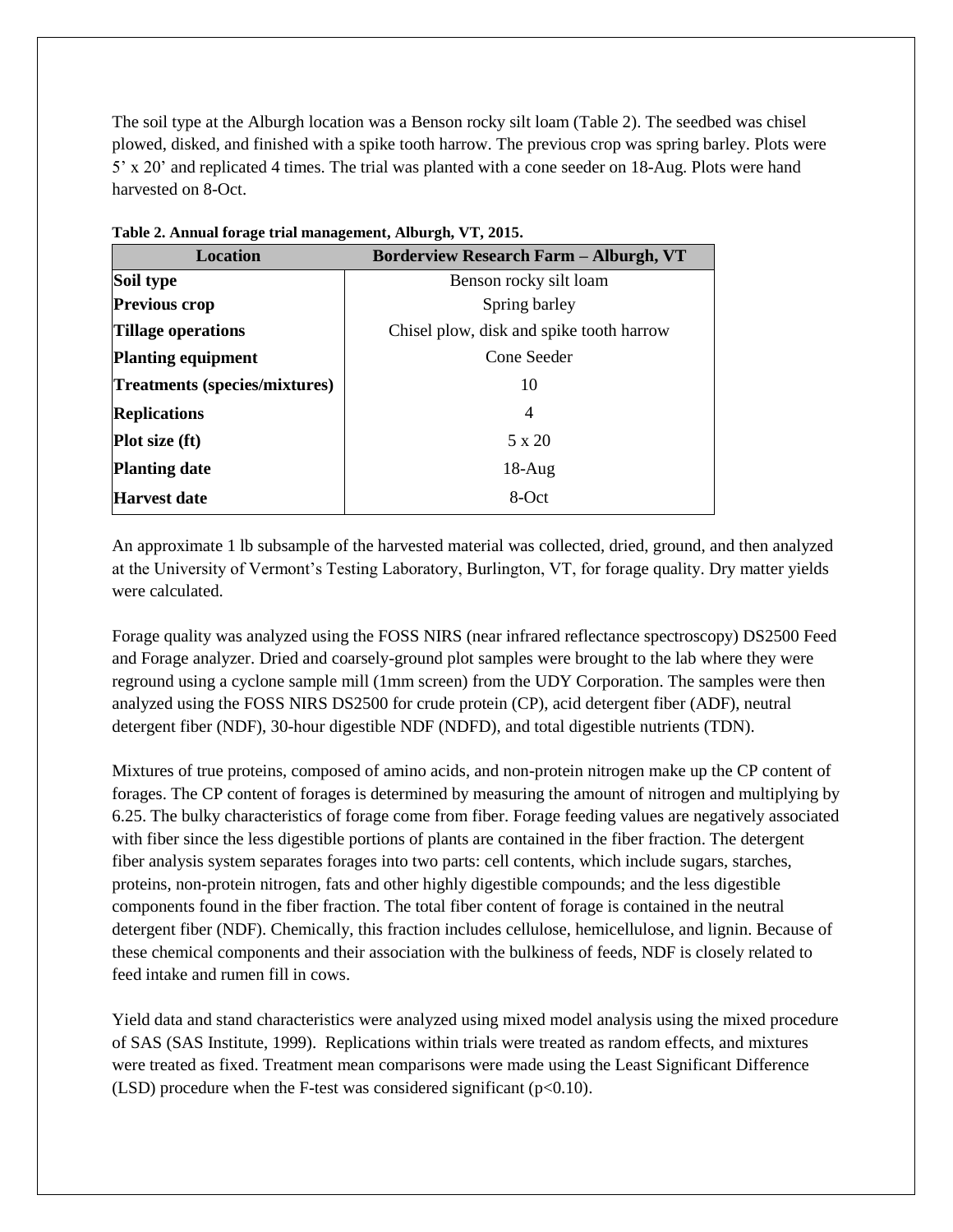The soil type at the Alburgh location was a Benson rocky silt loam (Table 2). The seedbed was chisel plowed, disked, and finished with a spike tooth harrow. The previous crop was spring barley. Plots were 5' x 20' and replicated 4 times. The trial was planted with a cone seeder on 18-Aug. Plots were hand harvested on 8-Oct.

**Table 2. Annual forage trial management, Alburgh, VT, 2015.**

| Location | Borderview Research Farm – Alburgh, VT |
|---|---|
| **Soil type** | Benson rocky silt loam |
| **Previous crop** | Spring barley |
| **Tillage operations** | Chisel plow, disk and spike tooth harrow |
| **Planting equipment** | Cone Seeder |
| **Treatments (species/mixtures)** | 10 |
| **Replications** | 4 |
| **Plot size (ft)** | 5 x 20 |
| **Planting date** | 18-Aug |
| **Harvest date** | 8-Oct |

An approximate 1 lb subsample of the harvested material was collected, dried, ground, and then analyzed at the University of Vermont's Testing Laboratory, Burlington, VT, for forage quality. Dry matter yields were calculated.

Forage quality was analyzed using the FOSS NIRS (near infrared reflectance spectroscopy) DS2500 Feed and Forage analyzer. Dried and coarsely-ground plot samples were brought to the lab where they were reground using a cyclone sample mill (1mm screen) from the UDY Corporation. The samples were then analyzed using the FOSS NIRS DS2500 for crude protein (CP), acid detergent fiber (ADF), neutral detergent fiber (NDF), 30-hour digestible NDF (NDFD), and total digestible nutrients (TDN).

Mixtures of true proteins, composed of amino acids, and non-protein nitrogen make up the CP content of forages. The CP content of forages is determined by measuring the amount of nitrogen and multiplying by 6.25. The bulky characteristics of forage come from fiber. Forage feeding values are negatively associated with fiber since the less digestible portions of plants are contained in the fiber fraction. The detergent fiber analysis system separates forages into two parts: cell contents, which include sugars, starches, proteins, non-protein nitrogen, fats and other highly digestible compounds; and the less digestible components found in the fiber fraction. The total fiber content of forage is contained in the neutral detergent fiber (NDF). Chemically, this fraction includes cellulose, hemicellulose, and lignin. Because of these chemical components and their association with the bulkiness of feeds, NDF is closely related to feed intake and rumen fill in cows.

Yield data and stand characteristics were analyzed using mixed model analysis using the mixed procedure of SAS (SAS Institute, 1999). Replications within trials were treated as random effects, and mixtures were treated as fixed. Treatment mean comparisons were made using the Least Significant Difference (LSD) procedure when the F-test was considered significant ($p<0.10$).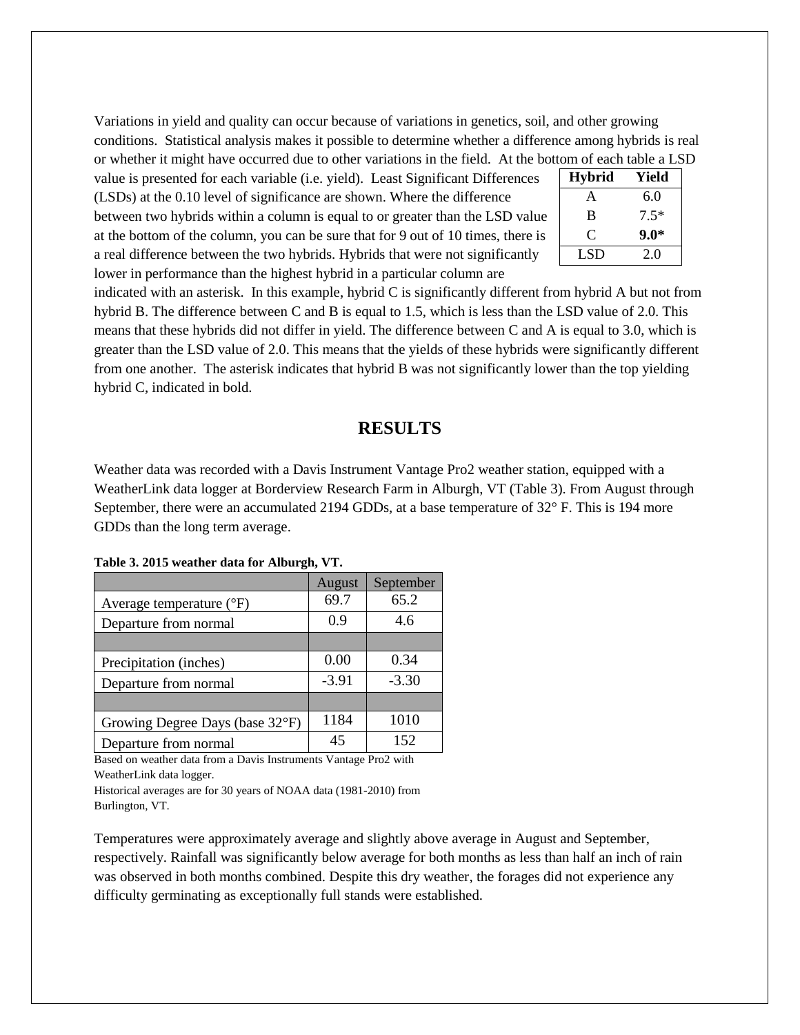Variations in yield and quality can occur because of variations in genetics, soil, and other growing conditions. Statistical analysis makes it possible to determine whether a difference among hybrids is real or whether it might have occurred due to other variations in the field. At the bottom of each table a LSD value is presented for each variable (i.e. yield). Least Significant Differences (LSDs) at the 0.10 level of significance are shown. Where the difference between two hybrids within a column is equal to or greater than the LSD value at the bottom of the column, you can be sure that for 9 out of 10 times, there is a real difference between the two hybrids. Hybrids that were not significantly lower in performance than the highest hybrid in a particular column are indicated with an asterisk. In this example, hybrid C is significantly different from hybrid A but not from hybrid B. The difference between C and B is equal to 1.5, which is less than the LSD value of 2.0. This means that these hybrids did not differ in yield. The difference between C and A is equal to 3.0, which is greater than the LSD value of 2.0. This means that the yields of these hybrids were significantly different from one another. The asterisk indicates that hybrid B was not significantly lower than the top yielding hybrid C, indicated in bold.

| Hybrid | Yield |
|---|---|
| A | 6.0 |
| B | 7.5* |
| C | **9.0*** |
| LSD | 2.0 |

## RESULTS

Weather data was recorded with a Davis Instrument Vantage Pro2 weather station, equipped with a WeatherLink data logger at Borderview Research Farm in Alburgh, VT (Table 3). From August through September, there were an accumulated 2194 GDDs, at a base temperature of 32° F. This is 194 more GDDs than the long term average.

**Table 3. 2015 weather data for Alburgh, VT.**

| | August | September |
|---|---|---|
| Average temperature (°F) | 69.7 | 65.2 |
| Departure from normal | 0.9 | 4.6 |
| | | |
| Precipitation (inches) | 0.00 | 0.34 |
| Departure from normal | -3.91 | -3.30 |
| | | |
| Growing Degree Days (base 32°F) | 1184 | 1010 |
| Departure from normal | 45 | 152 |

Based on weather data from a Davis Instruments Vantage Pro2 with WeatherLink data logger.
Historical averages are for 30 years of NOAA data (1981-2010) from Burlington, VT.

Temperatures were approximately average and slightly above average in August and September, respectively. Rainfall was significantly below average for both months as less than half an inch of rain was observed in both months combined. Despite this dry weather, the forages did not experience any difficulty germinating as exceptionally full stands were established.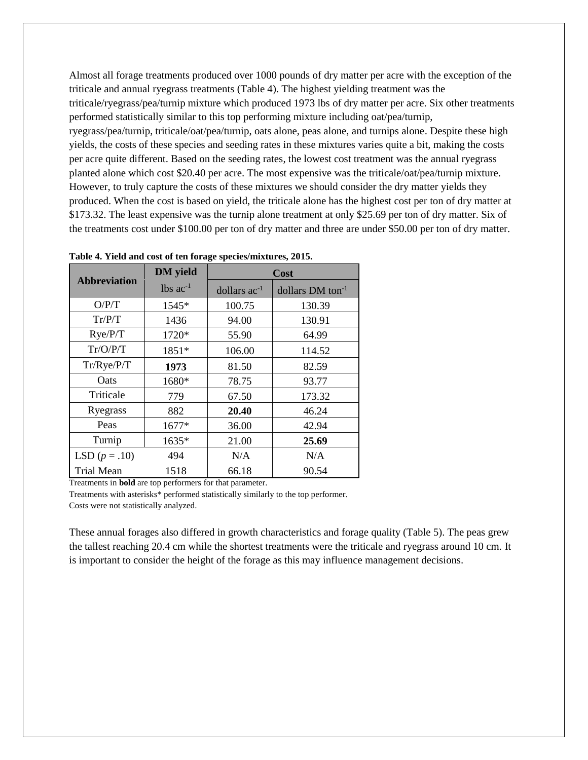Almost all forage treatments produced over 1000 pounds of dry matter per acre with the exception of the triticale and annual ryegrass treatments (Table 4). The highest yielding treatment was the triticale/ryegrass/pea/turnip mixture which produced 1973 lbs of dry matter per acre. Six other treatments performed statistically similar to this top performing mixture including oat/pea/turnip, ryegrass/pea/turnip, triticale/oat/pea/turnip, oats alone, peas alone, and turnips alone. Despite these high yields, the costs of these species and seeding rates in these mixtures varies quite a bit, making the costs per acre quite different. Based on the seeding rates, the lowest cost treatment was the annual ryegrass planted alone which cost $20.40 per acre. The most expensive was the triticale/oat/pea/turnip mixture. However, to truly capture the costs of these mixtures we should consider the dry matter yields they produced. When the cost is based on yield, the triticale alone has the highest cost per ton of dry matter at $173.32. The least expensive was the turnip alone treatment at only $25.69 per ton of dry matter. Six of the treatments cost under $100.00 per ton of dry matter and three are under $50.00 per ton of dry matter.

**Table 4. Yield and cost of ten forage species/mixtures, 2015.**

| Abbreviation | DM yield | Cost | |
|---|---|---|---|
| | lbs $ac^{-1}$ | dollars $ac^{-1}$ | dollars DM $ton^{-1}$ |
| O/P/T | 1545* | 100.75 | 130.39 |
| Tr/P/T | 1436 | 94.00 | 130.91 |
| Rye/P/T | 1720* | 55.90 | 64.99 |
| Tr/O/P/T | 1851* | 106.00 | 114.52 |
| Tr/Rye/P/T | **1973** | 81.50 | 82.59 |
| Oats | 1680* | 78.75 | 93.77 |
| Triticale | 779 | 67.50 | 173.32 |
| Ryegrass | 882 | **20.40** | 46.24 |
| Peas | 1677* | 36.00 | 42.94 |
| Turnip | 1635* | 21.00 | **25.69** |
| LSD ($p$ = .10) | 494 | N/A | N/A |
| Trial Mean | 1518 | 66.18 | 90.54 |

Treatments in **bold** are top performers for that parameter.
Treatments with asterisks* performed statistically similarly to the top performer.
Costs were not statistically analyzed.

These annual forages also differed in growth characteristics and forage quality (Table 5). The peas grew the tallest reaching 20.4 cm while the shortest treatments were the triticale and ryegrass around 10 cm. It is important to consider the height of the forage as this may influence management decisions.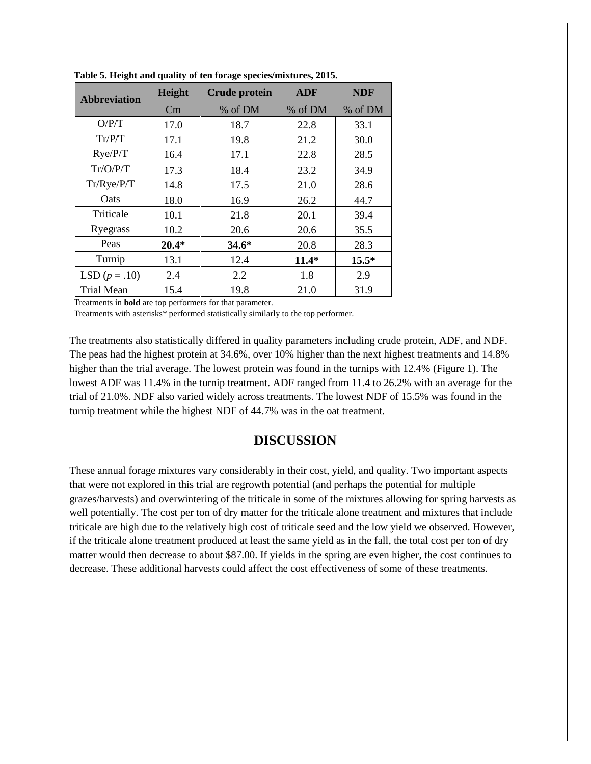**Table 5. Height and quality of ten forage species/mixtures, 2015.**

| Abbreviation | Height | Crude protein | ADF | NDF |
|---|---|---|---|---|
| | Cm | % of DM | % of DM | % of DM |
| O/P/T | 17.0 | 18.7 | 22.8 | 33.1 |
| Tr/P/T | 17.1 | 19.8 | 21.2 | 30.0 |
| Rye/P/T | 16.4 | 17.1 | 22.8 | 28.5 |
| Tr/O/P/T | 17.3 | 18.4 | 23.2 | 34.9 |
| Tr/Rye/P/T | 14.8 | 17.5 | 21.0 | 28.6 |
| Oats | 18.0 | 16.9 | 26.2 | 44.7 |
| Triticale | 10.1 | 21.8 | 20.1 | 39.4 |
| Ryegrass | 10.2 | 20.6 | 20.6 | 35.5 |
| Peas | **20.4*** | **34.6*** | 20.8 | 28.3 |
| Turnip | 13.1 | 12.4 | **11.4*** | **15.5*** |
| LSD ($p$ = .10) | 2.4 | 2.2 | 1.8 | 2.9 |
| Trial Mean | 15.4 | 19.8 | 21.0 | 31.9 |

Treatments in **bold** are top performers for that parameter.
Treatments with asterisks* performed statistically similarly to the top performer.

The treatments also statistically differed in quality parameters including crude protein, ADF, and NDF. The peas had the highest protein at 34.6%, over 10% higher than the next highest treatments and 14.8% higher than the trial average. The lowest protein was found in the turnips with 12.4% (Figure 1). The lowest ADF was 11.4% in the turnip treatment. ADF ranged from 11.4 to 26.2% with an average for the trial of 21.0%. NDF also varied widely across treatments. The lowest NDF of 15.5% was found in the turnip treatment while the highest NDF of 44.7% was in the oat treatment.

## DISCUSSION

These annual forage mixtures vary considerably in their cost, yield, and quality. Two important aspects that were not explored in this trial are regrowth potential (and perhaps the potential for multiple grazes/harvests) and overwintering of the triticale in some of the mixtures allowing for spring harvests as well potentially. The cost per ton of dry matter for the triticale alone treatment and mixtures that include triticale are high due to the relatively high cost of triticale seed and the low yield we observed. However, if the triticale alone treatment produced at least the same yield as in the fall, the total cost per ton of dry matter would then decrease to about $87.00. If yields in the spring are even higher, the cost continues to decrease. These additional harvests could affect the cost effectiveness of some of these treatments.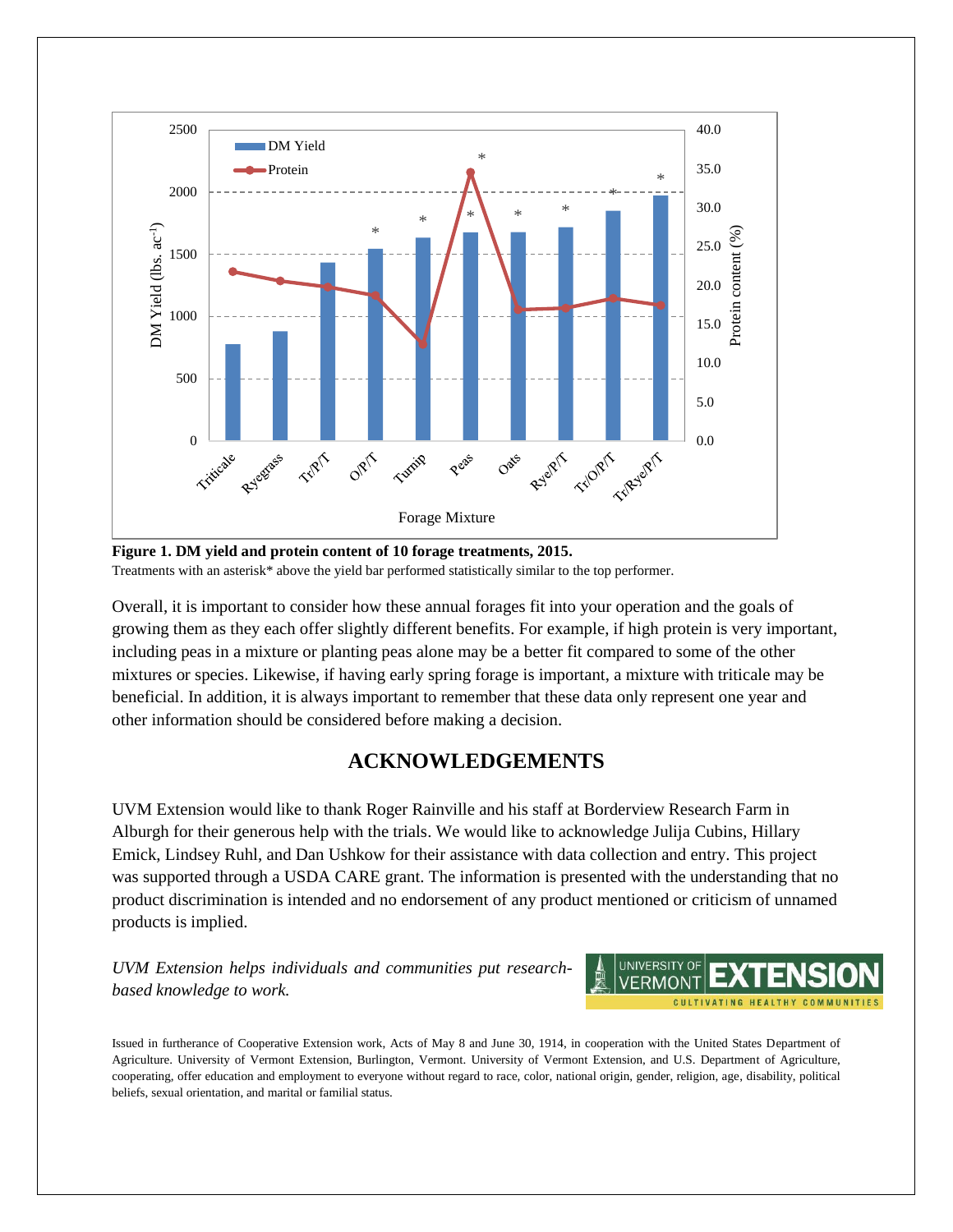2500
2000
1500
1000
500
0

40.0
35.0
30.0
25.0
20.0
15.0
10.0
5.0
0.0

DM Yield
Protein

DM Yield (lbs. ac$^{-1}$)

Protein content (%)

Triticale
Ryegrass
Tr/P/T
O/P/T
Turnip
Peas
Oats
Rye/P/T
Tr/O/P/T
Tr/Rye/P/T

Forage Mixture

**Figure 1. DM yield and protein content of 10 forage treatments, 2015.**
Treatments with an asterisk* above the yield bar performed statistically similar to the top performer.

Overall, it is important to consider how these annual forages fit into your operation and the goals of growing them as they each offer slightly different benefits. For example, if high protein is very important, including peas in a mixture or planting peas alone may be a better fit compared to some of the other mixtures or species. Likewise, if having early spring forage is important, a mixture with triticale may be beneficial. In addition, it is always important to remember that these data only represent one year and other information should be considered before making a decision.

## ACKNOWLEDGEMENTS

UVM Extension would like to thank Roger Rainville and his staff at Borderview Research Farm in Alburgh for their generous help with the trials. We would like to acknowledge Julija Cubins, Hillary Emick, Lindsey Ruhl, and Dan Ushkow for their assistance with data collection and entry. This project was supported through a USDA CARE grant. The information is presented with the understanding that no product discrimination is intended and no endorsement of any product mentioned or criticism of unnamed products is implied.

*UVM Extension helps individuals and communities put research-based knowledge to work.*

Issued in furtherance of Cooperative Extension work, Acts of May 8 and June 30, 1914, in cooperation with the United States Department of Agriculture. University of Vermont Extension, Burlington, Vermont. University of Vermont Extension, and U.S. Department of Agriculture, cooperating, offer education and employment to everyone without regard to race, color, national origin, gender, religion, age, disability, political beliefs, sexual orientation, and marital or familial status.